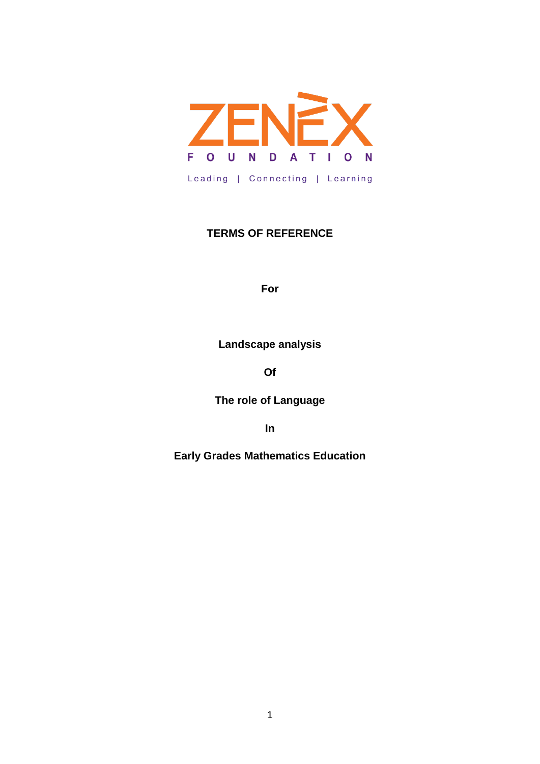ZENEX

FOUNDATION

Leading | Connecting | Learning

**TERMS OF REFERENCE**

**For**

**Landscape analysis**

**Of**

**The role of Language**

**In**

**Early Grades Mathematics Education**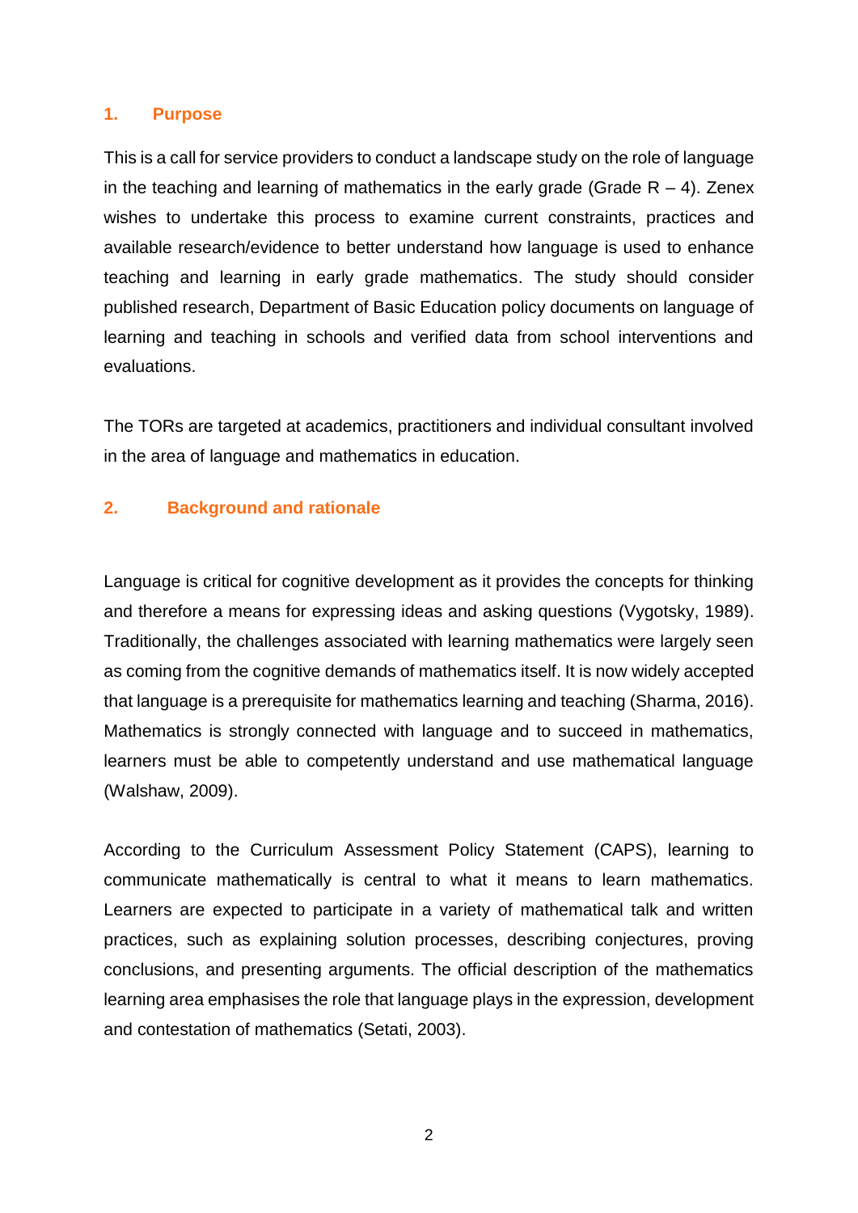## 1. Purpose

This is a call for service providers to conduct a landscape study on the role of language in the teaching and learning of mathematics in the early grade (Grade R – 4). Zenex wishes to undertake this process to examine current constraints, practices and available research/evidence to better understand how language is used to enhance teaching and learning in early grade mathematics. The study should consider published research, Department of Basic Education policy documents on language of learning and teaching in schools and verified data from school interventions and evaluations.

The TORs are targeted at academics, practitioners and individual consultant involved in the area of language and mathematics in education.

## 2. Background and rationale

Language is critical for cognitive development as it provides the concepts for thinking and therefore a means for expressing ideas and asking questions (Vygotsky, 1989). Traditionally, the challenges associated with learning mathematics were largely seen as coming from the cognitive demands of mathematics itself. It is now widely accepted that language is a prerequisite for mathematics learning and teaching (Sharma, 2016). Mathematics is strongly connected with language and to succeed in mathematics, learners must be able to competently understand and use mathematical language (Walshaw, 2009).

According to the Curriculum Assessment Policy Statement (CAPS), learning to communicate mathematically is central to what it means to learn mathematics. Learners are expected to participate in a variety of mathematical talk and written practices, such as explaining solution processes, describing conjectures, proving conclusions, and presenting arguments. The official description of the mathematics learning area emphasises the role that language plays in the expression, development and contestation of mathematics (Setati, 2003).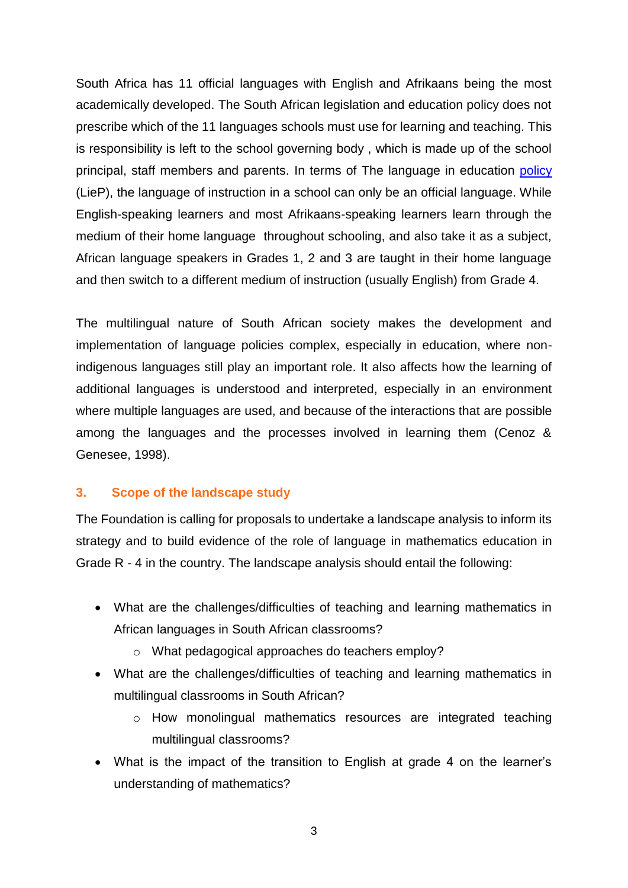South Africa has 11 official languages with English and Afrikaans being the most academically developed. The South African legislation and education policy does not prescribe which of the 11 languages schools must use for learning and teaching. This is responsibility is left to the school governing body , which is made up of the school principal, staff members and parents. In terms of The language in education policy (LieP), the language of instruction in a school can only be an official language. While English-speaking learners and most Afrikaans-speaking learners learn through the medium of their home language throughout schooling, and also take it as a subject, African language speakers in Grades 1, 2 and 3 are taught in their home language and then switch to a different medium of instruction (usually English) from Grade 4.

The multilingual nature of South African society makes the development and implementation of language policies complex, especially in education, where non-indigenous languages still play an important role. It also affects how the learning of additional languages is understood and interpreted, especially in an environment where multiple languages are used, and because of the interactions that are possible among the languages and the processes involved in learning them (Cenoz & Genesee, 1998).

## 3. Scope of the landscape study

The Foundation is calling for proposals to undertake a landscape analysis to inform its strategy and to build evidence of the role of language in mathematics education in Grade R - 4 in the country. The landscape analysis should entail the following:

- What are the challenges/difficulties of teaching and learning mathematics in African languages in South African classrooms?
  - What pedagogical approaches do teachers employ?
- What are the challenges/difficulties of teaching and learning mathematics in multilingual classrooms in South African?
  - How monolingual mathematics resources are integrated teaching multilingual classrooms?
- What is the impact of the transition to English at grade 4 on the learner's understanding of mathematics?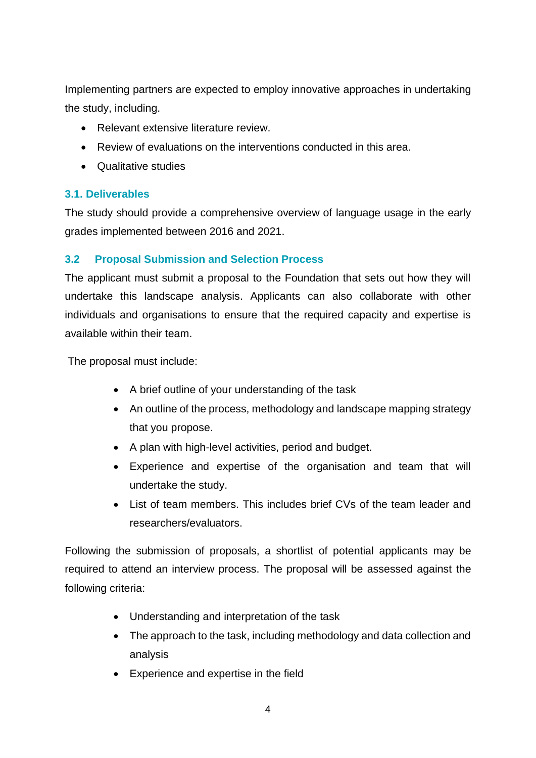Implementing partners are expected to employ innovative approaches in undertaking the study, including.

- Relevant extensive literature review.
- Review of evaluations on the interventions conducted in this area.
- Qualitative studies

### 3.1. Deliverables

The study should provide a comprehensive overview of language usage in the early grades implemented between 2016 and 2021.

### 3.2 Proposal Submission and Selection Process

The applicant must submit a proposal to the Foundation that sets out how they will undertake this landscape analysis. Applicants can also collaborate with other individuals and organisations to ensure that the required capacity and expertise is available within their team.

The proposal must include:

- A brief outline of your understanding of the task
- An outline of the process, methodology and landscape mapping strategy that you propose.
- A plan with high-level activities, period and budget.
- Experience and expertise of the organisation and team that will undertake the study.
- List of team members. This includes brief CVs of the team leader and researchers/evaluators.

Following the submission of proposals, a shortlist of potential applicants may be required to attend an interview process. The proposal will be assessed against the following criteria:

- Understanding and interpretation of the task
- The approach to the task, including methodology and data collection and analysis
- Experience and expertise in the field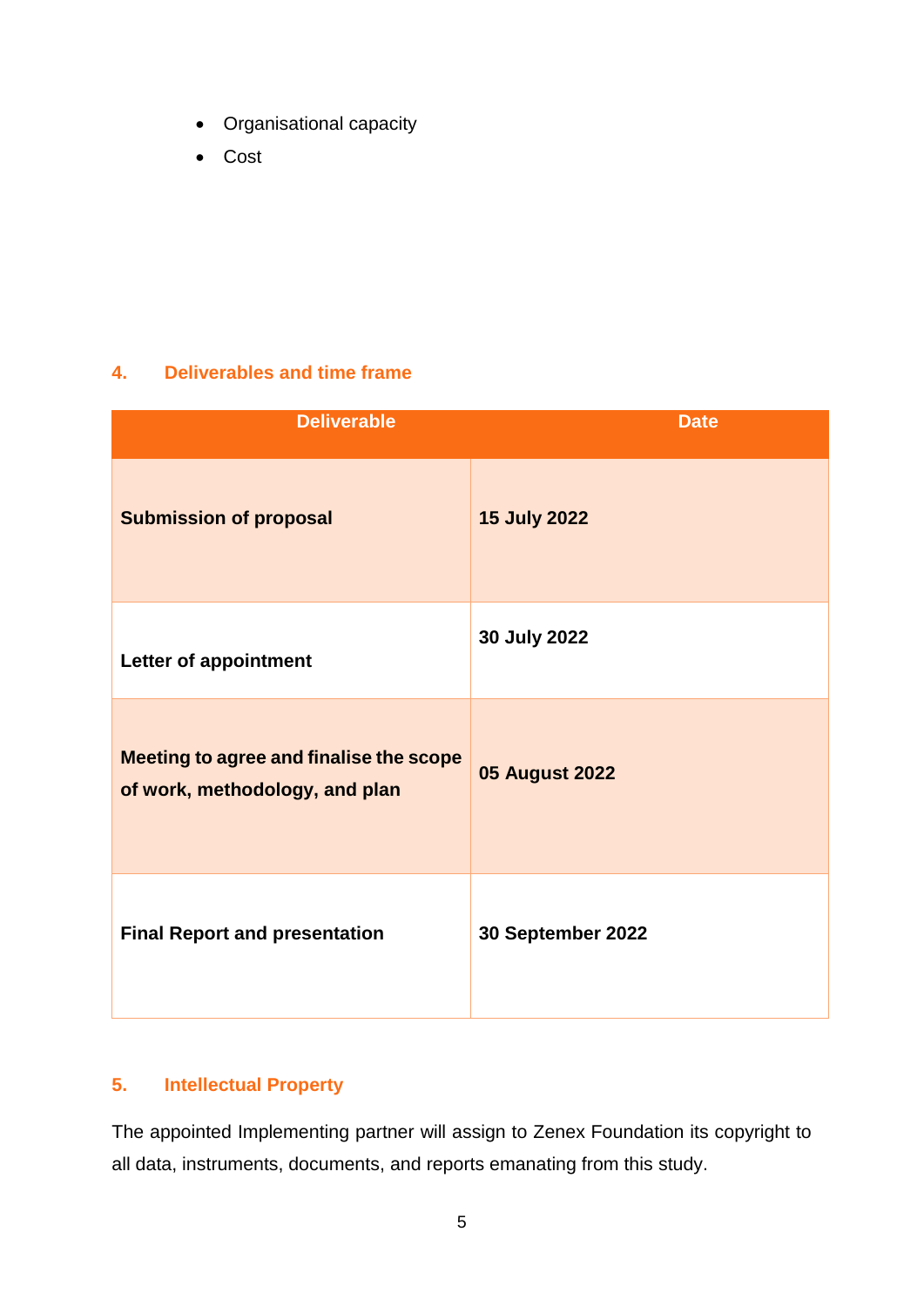- Organisational capacity
- Cost

## 4. Deliverables and time frame

| Deliverable | Date |
| --- | --- |
| **Submission of proposal** | **15 July 2022** |
| **Letter of appointment** | **30 July 2022** |
| **Meeting to agree and finalise the scope of work, methodology, and plan** | **05 August 2022** |
| **Final Report and presentation** | **30 September 2022** |

## 5. Intellectual Property

The appointed Implementing partner will assign to Zenex Foundation its copyright to all data, instruments, documents, and reports emanating from this study.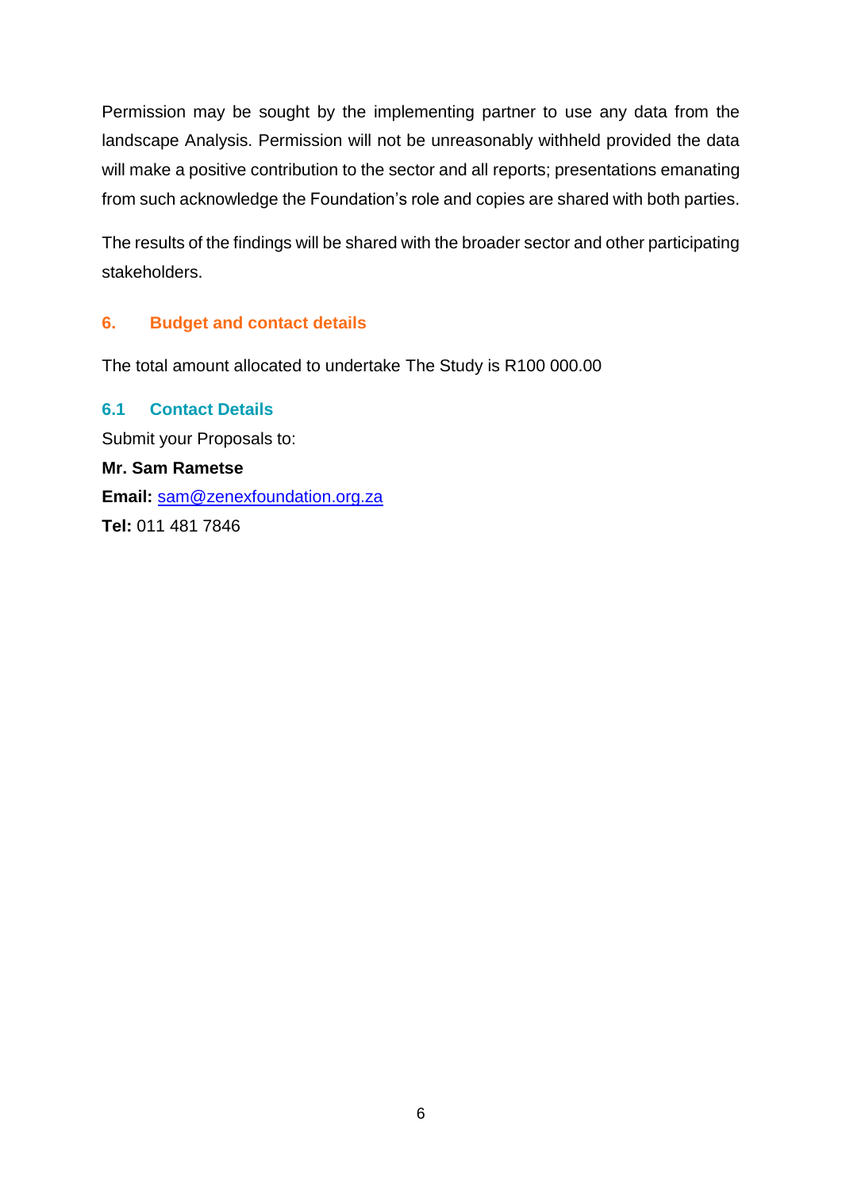Permission may be sought by the implementing partner to use any data from the landscape Analysis. Permission will not be unreasonably withheld provided the data will make a positive contribution to the sector and all reports; presentations emanating from such acknowledge the Foundation's role and copies are shared with both parties.

The results of the findings will be shared with the broader sector and other participating stakeholders.

## 6. Budget and contact details

The total amount allocated to undertake The Study is R100 000.00

### 6.1 Contact Details

Submit your Proposals to:

**Mr. Sam Rametse**

**Email:** sam@zenexfoundation.org.za

**Tel:** 011 481 7846